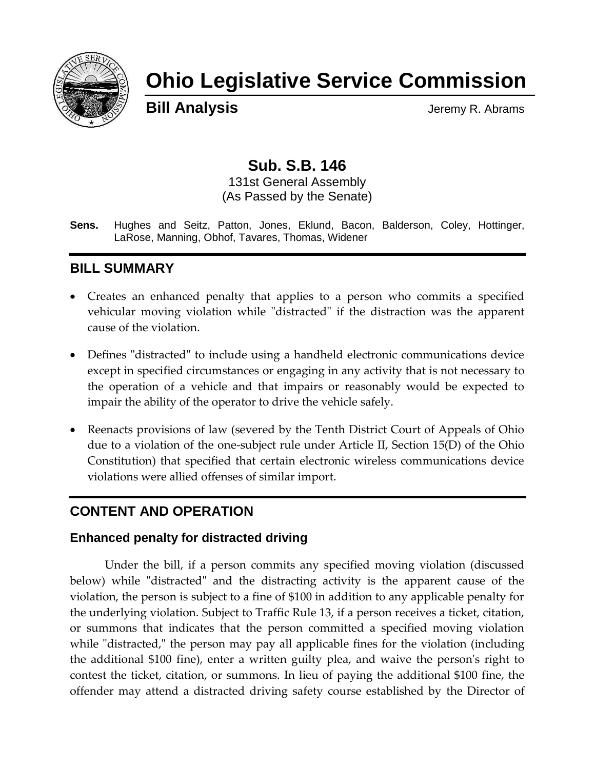# Ohio Legislative Service Commission

**Bill Analysis** Jeremy R. Abrams

## Sub. S.B. 146

131st General Assembly
(As Passed by the Senate)

**Sens.** Hughes and Seitz, Patton, Jones, Eklund, Bacon, Balderson, Coley, Hottinger, LaRose, Manning, Obhof, Tavares, Thomas, Widener

## BILL SUMMARY

- Creates an enhanced penalty that applies to a person who commits a specified vehicular moving violation while "distracted" if the distraction was the apparent cause of the violation.
- Defines "distracted" to include using a handheld electronic communications device except in specified circumstances or engaging in any activity that is not necessary to the operation of a vehicle and that impairs or reasonably would be expected to impair the ability of the operator to drive the vehicle safely.
- Reenacts provisions of law (severed by the Tenth District Court of Appeals of Ohio due to a violation of the one-subject rule under Article II, Section 15(D) of the Ohio Constitution) that specified that certain electronic wireless communications device violations were allied offenses of similar import.

## CONTENT AND OPERATION

### Enhanced penalty for distracted driving

Under the bill, if a person commits any specified moving violation (discussed below) while "distracted" and the distracting activity is the apparent cause of the violation, the person is subject to a fine of $100 in addition to any applicable penalty for the underlying violation. Subject to Traffic Rule 13, if a person receives a ticket, citation, or summons that indicates that the person committed a specified moving violation while "distracted," the person may pay all applicable fines for the violation (including the additional $100 fine), enter a written guilty plea, and waive the person's right to contest the ticket, citation, or summons. In lieu of paying the additional $100 fine, the offender may attend a distracted driving safety course established by the Director of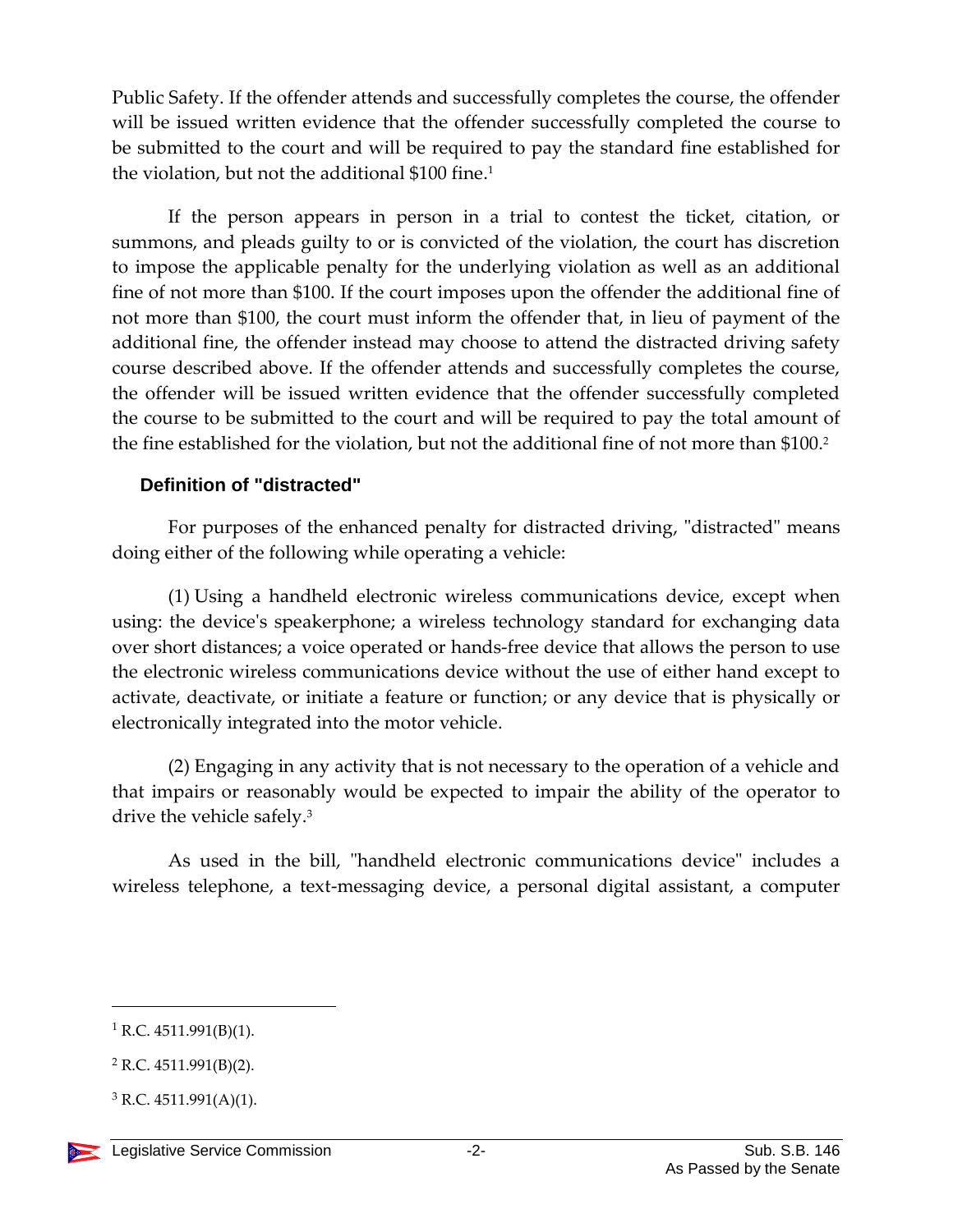Public Safety. If the offender attends and successfully completes the course, the offender will be issued written evidence that the offender successfully completed the course to be submitted to the court and will be required to pay the standard fine established for the violation, but not the additional $100 fine.[1]

If the person appears in person in a trial to contest the ticket, citation, or summons, and pleads guilty to or is convicted of the violation, the court has discretion to impose the applicable penalty for the underlying violation as well as an additional fine of not more than $100. If the court imposes upon the offender the additional fine of not more than $100, the court must inform the offender that, in lieu of payment of the additional fine, the offender instead may choose to attend the distracted driving safety course described above. If the offender attends and successfully completes the course, the offender will be issued written evidence that the offender successfully completed the course to be submitted to the court and will be required to pay the total amount of the fine established for the violation, but not the additional fine of not more than $100.[2]

### Definition of "distracted"

For purposes of the enhanced penalty for distracted driving, "distracted" means doing either of the following while operating a vehicle:

(1) Using a handheld electronic wireless communications device, except when using: the device's speakerphone; a wireless technology standard for exchanging data over short distances; a voice operated or hands-free device that allows the person to use the electronic wireless communications device without the use of either hand except to activate, deactivate, or initiate a feature or function; or any device that is physically or electronically integrated into the motor vehicle.

(2) Engaging in any activity that is not necessary to the operation of a vehicle and that impairs or reasonably would be expected to impair the ability of the operator to drive the vehicle safely.[3]

As used in the bill, "handheld electronic communications device" includes a wireless telephone, a text-messaging device, a personal digital assistant, a computer

---

[1] R.C. 4511.991(B)(1).

[2] R.C. 4511.991(B)(2).

[3] R.C. 4511.991(A)(1).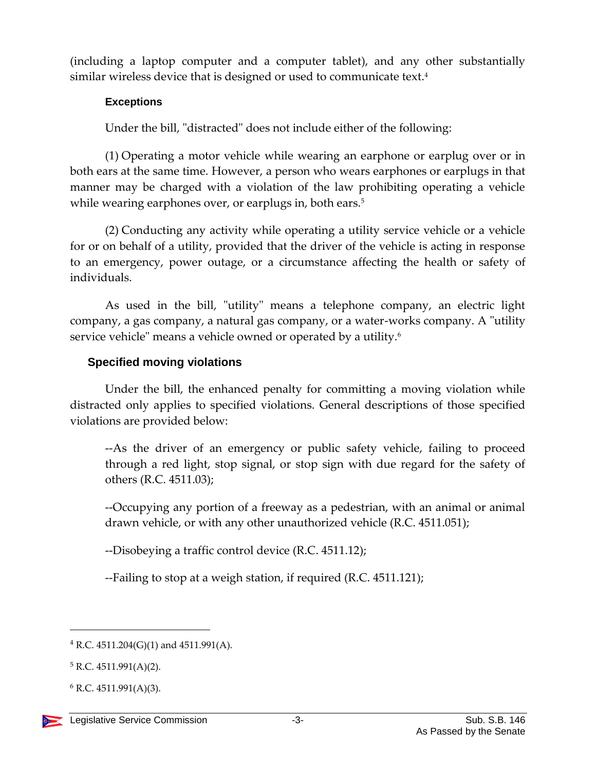(including a laptop computer and a computer tablet), and any other substantially similar wireless device that is designed or used to communicate text.[4]

#### Exceptions

Under the bill, "distracted" does not include either of the following:

(1) Operating a motor vehicle while wearing an earphone or earplug over or in both ears at the same time. However, a person who wears earphones or earplugs in that manner may be charged with a violation of the law prohibiting operating a vehicle while wearing earphones over, or earplugs in, both ears.[5]

(2) Conducting any activity while operating a utility service vehicle or a vehicle for or on behalf of a utility, provided that the driver of the vehicle is acting in response to an emergency, power outage, or a circumstance affecting the health or safety of individuals.

As used in the bill, "utility" means a telephone company, an electric light company, a gas company, a natural gas company, or a water-works company. A "utility service vehicle" means a vehicle owned or operated by a utility.[6]

### Specified moving violations

Under the bill, the enhanced penalty for committing a moving violation while distracted only applies to specified violations. General descriptions of those specified violations are provided below:

--As the driver of an emergency or public safety vehicle, failing to proceed through a red light, stop signal, or stop sign with due regard for the safety of others (R.C. 4511.03);

--Occupying any portion of a freeway as a pedestrian, with an animal or animal drawn vehicle, or with any other unauthorized vehicle (R.C. 4511.051);

--Disobeying a traffic control device (R.C. 4511.12);

--Failing to stop at a weigh station, if required (R.C. 4511.121);

---

[4] R.C. 4511.204(G)(1) and 4511.991(A).

[5] R.C. 4511.991(A)(2).

[6] R.C. 4511.991(A)(3).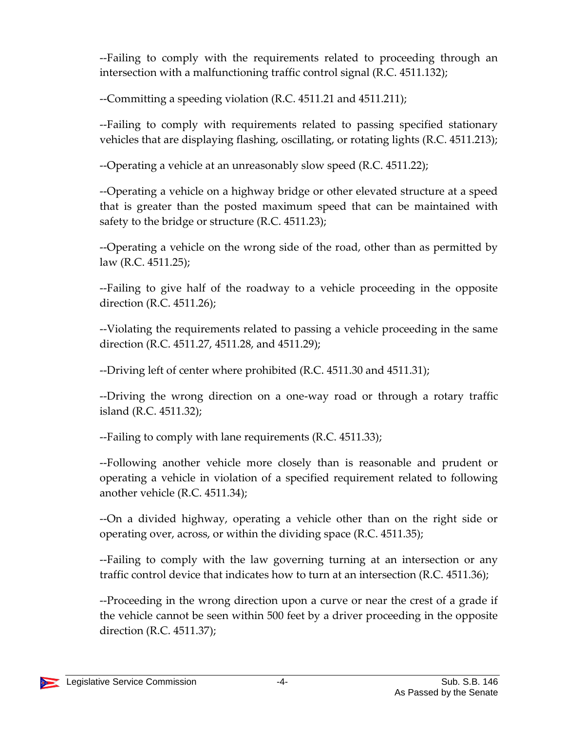--Failing to comply with the requirements related to proceeding through an intersection with a malfunctioning traffic control signal (R.C. 4511.132);

--Committing a speeding violation (R.C. 4511.21 and 4511.211);

--Failing to comply with requirements related to passing specified stationary vehicles that are displaying flashing, oscillating, or rotating lights (R.C. 4511.213);

--Operating a vehicle at an unreasonably slow speed (R.C. 4511.22);

--Operating a vehicle on a highway bridge or other elevated structure at a speed that is greater than the posted maximum speed that can be maintained with safety to the bridge or structure (R.C. 4511.23);

--Operating a vehicle on the wrong side of the road, other than as permitted by law (R.C. 4511.25);

--Failing to give half of the roadway to a vehicle proceeding in the opposite direction (R.C. 4511.26);

--Violating the requirements related to passing a vehicle proceeding in the same direction (R.C. 4511.27, 4511.28, and 4511.29);

--Driving left of center where prohibited (R.C. 4511.30 and 4511.31);

--Driving the wrong direction on a one-way road or through a rotary traffic island (R.C. 4511.32);

--Failing to comply with lane requirements (R.C. 4511.33);

--Following another vehicle more closely than is reasonable and prudent or operating a vehicle in violation of a specified requirement related to following another vehicle (R.C. 4511.34);

--On a divided highway, operating a vehicle other than on the right side or operating over, across, or within the dividing space (R.C. 4511.35);

--Failing to comply with the law governing turning at an intersection or any traffic control device that indicates how to turn at an intersection (R.C. 4511.36);

--Proceeding in the wrong direction upon a curve or near the crest of a grade if the vehicle cannot be seen within 500 feet by a driver proceeding in the opposite direction (R.C. 4511.37);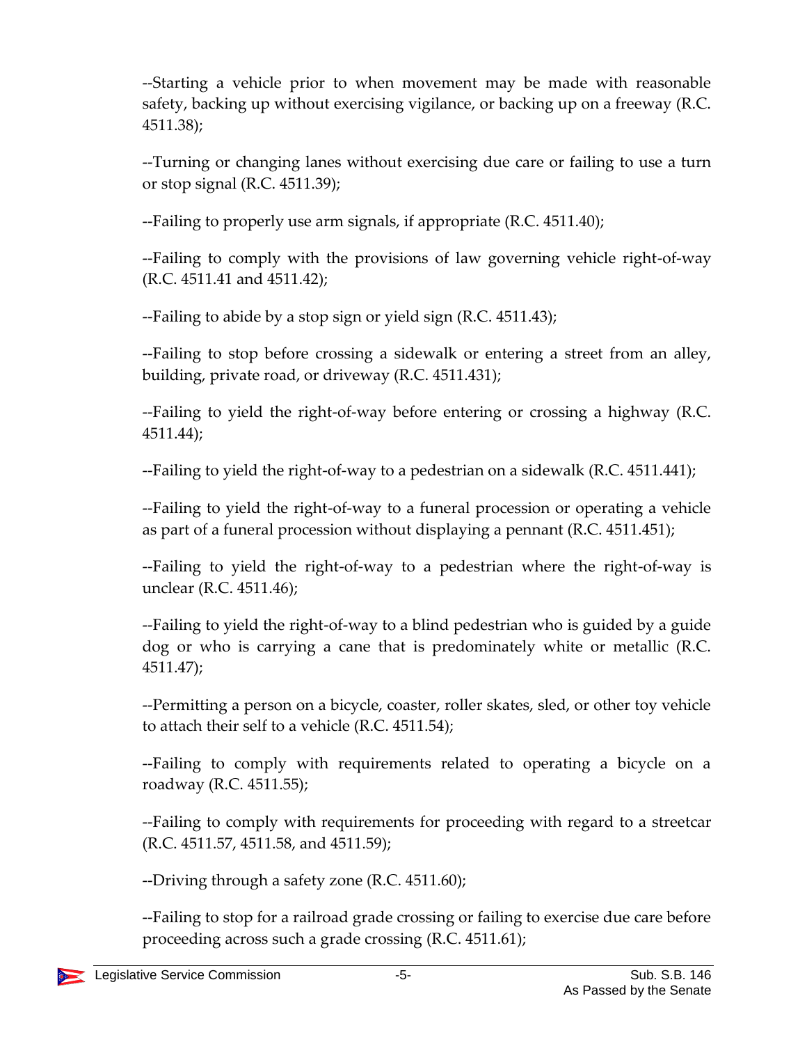--Starting a vehicle prior to when movement may be made with reasonable safety, backing up without exercising vigilance, or backing up on a freeway (R.C. 4511.38);

--Turning or changing lanes without exercising due care or failing to use a turn or stop signal (R.C. 4511.39);

--Failing to properly use arm signals, if appropriate (R.C. 4511.40);

--Failing to comply with the provisions of law governing vehicle right-of-way (R.C. 4511.41 and 4511.42);

--Failing to abide by a stop sign or yield sign (R.C. 4511.43);

--Failing to stop before crossing a sidewalk or entering a street from an alley, building, private road, or driveway (R.C. 4511.431);

--Failing to yield the right-of-way before entering or crossing a highway (R.C. 4511.44);

--Failing to yield the right-of-way to a pedestrian on a sidewalk (R.C. 4511.441);

--Failing to yield the right-of-way to a funeral procession or operating a vehicle as part of a funeral procession without displaying a pennant (R.C. 4511.451);

--Failing to yield the right-of-way to a pedestrian where the right-of-way is unclear (R.C. 4511.46);

--Failing to yield the right-of-way to a blind pedestrian who is guided by a guide dog or who is carrying a cane that is predominately white or metallic (R.C. 4511.47);

--Permitting a person on a bicycle, coaster, roller skates, sled, or other toy vehicle to attach their self to a vehicle (R.C. 4511.54);

--Failing to comply with requirements related to operating a bicycle on a roadway (R.C. 4511.55);

--Failing to comply with requirements for proceeding with regard to a streetcar (R.C. 4511.57, 4511.58, and 4511.59);

--Driving through a safety zone (R.C. 4511.60);

--Failing to stop for a railroad grade crossing or failing to exercise due care before proceeding across such a grade crossing (R.C. 4511.61);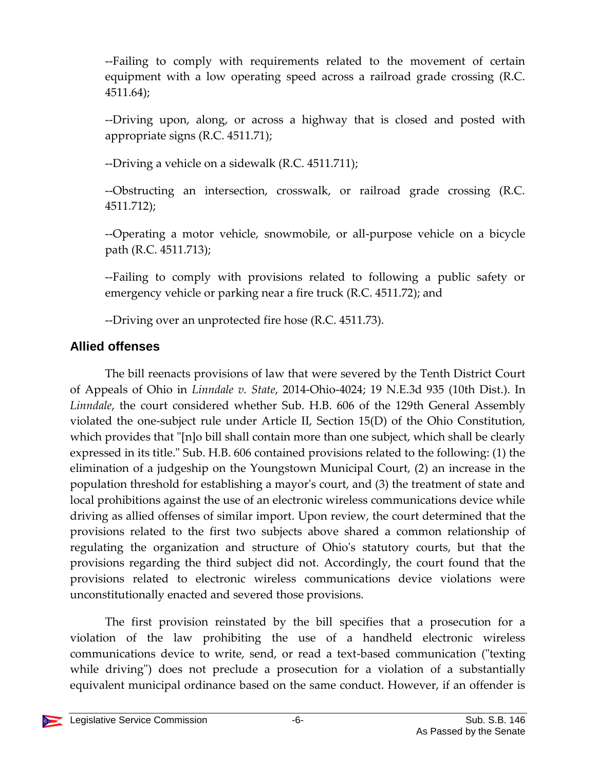--Failing to comply with requirements related to the movement of certain equipment with a low operating speed across a railroad grade crossing (R.C. 4511.64);

--Driving upon, along, or across a highway that is closed and posted with appropriate signs (R.C. 4511.71);

--Driving a vehicle on a sidewalk (R.C. 4511.711);

--Obstructing an intersection, crosswalk, or railroad grade crossing (R.C. 4511.712);

--Operating a motor vehicle, snowmobile, or all-purpose vehicle on a bicycle path (R.C. 4511.713);

--Failing to comply with provisions related to following a public safety or emergency vehicle or parking near a fire truck (R.C. 4511.72); and

--Driving over an unprotected fire hose (R.C. 4511.73).

## Allied offenses

The bill reenacts provisions of law that were severed by the Tenth District Court of Appeals of Ohio in *Linndale v. State*, 2014-Ohio-4024; 19 N.E.3d 935 (10th Dist.). In *Linndale*, the court considered whether Sub. H.B. 606 of the 129th General Assembly violated the one-subject rule under Article II, Section 15(D) of the Ohio Constitution, which provides that "[n]o bill shall contain more than one subject, which shall be clearly expressed in its title." Sub. H.B. 606 contained provisions related to the following: (1) the elimination of a judgeship on the Youngstown Municipal Court, (2) an increase in the population threshold for establishing a mayor's court, and (3) the treatment of state and local prohibitions against the use of an electronic wireless communications device while driving as allied offenses of similar import. Upon review, the court determined that the provisions related to the first two subjects above shared a common relationship of regulating the organization and structure of Ohio's statutory courts, but that the provisions regarding the third subject did not. Accordingly, the court found that the provisions related to electronic wireless communications device violations were unconstitutionally enacted and severed those provisions.

The first provision reinstated by the bill specifies that a prosecution for a violation of the law prohibiting the use of a handheld electronic wireless communications device to write, send, or read a text-based communication ("texting while driving") does not preclude a prosecution for a violation of a substantially equivalent municipal ordinance based on the same conduct. However, if an offender is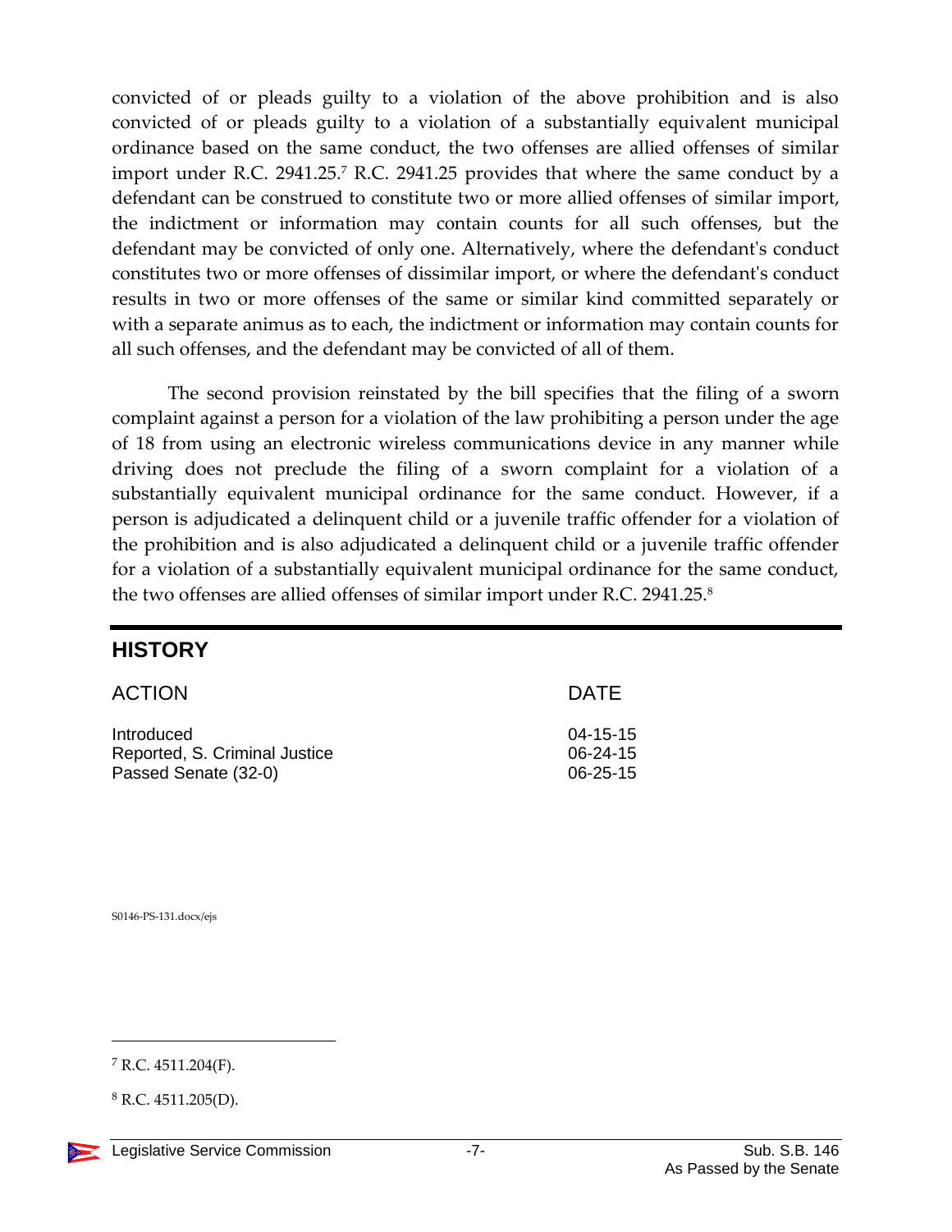convicted of or pleads guilty to a violation of the above prohibition and is also convicted of or pleads guilty to a violation of a substantially equivalent municipal ordinance based on the same conduct, the two offenses are allied offenses of similar import under R.C. 2941.25.[7] R.C. 2941.25 provides that where the same conduct by a defendant can be construed to constitute two or more allied offenses of similar import, the indictment or information may contain counts for all such offenses, but the defendant may be convicted of only one. Alternatively, where the defendant's conduct constitutes two or more offenses of dissimilar import, or where the defendant's conduct results in two or more offenses of the same or similar kind committed separately or with a separate animus as to each, the indictment or information may contain counts for all such offenses, and the defendant may be convicted of all of them.

The second provision reinstated by the bill specifies that the filing of a sworn complaint against a person for a violation of the law prohibiting a person under the age of 18 from using an electronic wireless communications device in any manner while driving does not preclude the filing of a sworn complaint for a violation of a substantially equivalent municipal ordinance for the same conduct. However, if a person is adjudicated a delinquent child or a juvenile traffic offender for a violation of the prohibition and is also adjudicated a delinquent child or a juvenile traffic offender for a violation of a substantially equivalent municipal ordinance for the same conduct, the two offenses are allied offenses of similar import under R.C. 2941.25.[8]

## HISTORY

| ACTION | DATE |
|---|---|
| Introduced | 04-15-15 |
| Reported, S. Criminal Justice | 06-24-15 |
| Passed Senate (32-0) | 06-25-15 |

S0146-PS-131.docx/ejs

[7] R.C. 4511.204(F).

[8] R.C. 4511.205(D).